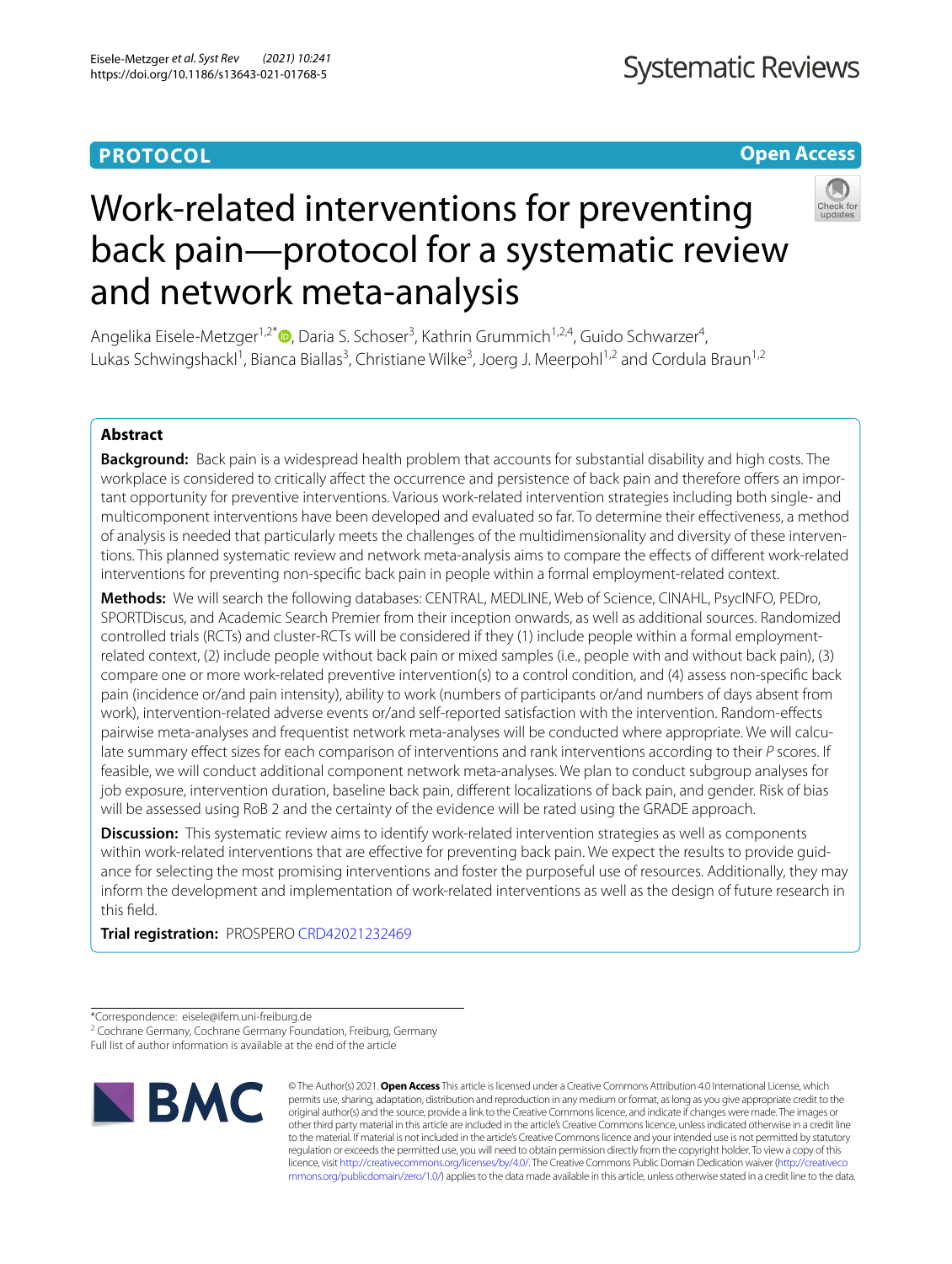PROTOCOL

Open Access

# Work-related interventions for preventing back pain—protocol for a systematic review and network meta-analysis

Angelika Eisele-Metzger[1,2*], Daria S. Schoser[3], Kathrin Grummich[1,2,4], Guido Schwarzer[4], Lukas Schwingshackl[1], Bianca Biallas[3], Christiane Wilke[3], Joerg J. Meerpohl[1,2] and Cordula Braun[1,2]

## Abstract

**Background:** Back pain is a widespread health problem that accounts for substantial disability and high costs. The workplace is considered to critically affect the occurrence and persistence of back pain and therefore offers an important opportunity for preventive interventions. Various work-related intervention strategies including both single- and multicomponent interventions have been developed and evaluated so far. To determine their effectiveness, a method of analysis is needed that particularly meets the challenges of the multidimensionality and diversity of these interventions. This planned systematic review and network meta-analysis aims to compare the effects of different work-related interventions for preventing non-specific back pain in people within a formal employment-related context.

**Methods:** We will search the following databases: CENTRAL, MEDLINE, Web of Science, CINAHL, PsycINFO, PEDro, SPORTDiscus, and Academic Search Premier from their inception onwards, as well as additional sources. Randomized controlled trials (RCTs) and cluster-RCTs will be considered if they (1) include people within a formal employment-related context, (2) include people without back pain or mixed samples (i.e., people with and without back pain), (3) compare one or more work-related preventive intervention(s) to a control condition, and (4) assess non-specific back pain (incidence or/and pain intensity), ability to work (numbers of participants or/and numbers of days absent from work), intervention-related adverse events or/and self-reported satisfaction with the intervention. Random-effects pairwise meta-analyses and frequentist network meta-analyses will be conducted where appropriate. We will calculate summary effect sizes for each comparison of interventions and rank interventions according to their *P* scores. If feasible, we will conduct additional component network meta-analyses. We plan to conduct subgroup analyses for job exposure, intervention duration, baseline back pain, different localizations of back pain, and gender. Risk of bias will be assessed using RoB 2 and the certainty of the evidence will be rated using the GRADE approach.

**Discussion:** This systematic review aims to identify work-related intervention strategies as well as components within work-related interventions that are effective for preventing back pain. We expect the results to provide guidance for selecting the most promising interventions and foster the purposeful use of resources. Additionally, they may inform the development and implementation of work-related interventions as well as the design of future research in this field.

**Trial registration:** PROSPERO CRD42021232469

*Correspondence: eisele@ifem.uni-freiburg.de
[2] Cochrane Germany, Cochrane Germany Foundation, Freiburg, Germany
Full list of author information is available at the end of the article

© The Author(s) 2021. **Open Access** This article is licensed under a Creative Commons Attribution 4.0 International License, which permits use, sharing, adaptation, distribution and reproduction in any medium or format, as long as you give appropriate credit to the original author(s) and the source, provide a link to the Creative Commons licence, and indicate if changes were made. The images or other third party material in this article are included in the article's Creative Commons licence, unless indicated otherwise in a credit line to the material. If material is not included in the article's Creative Commons licence and your intended use is not permitted by statutory regulation or exceeds the permitted use, you will need to obtain permission directly from the copyright holder. To view a copy of this licence, visit http://creativecommons.org/licenses/by/4.0/. The Creative Commons Public Domain Dedication waiver (http://creativecommons.org/publicdomain/zero/1.0/) applies to the data made available in this article, unless otherwise stated in a credit line to the data.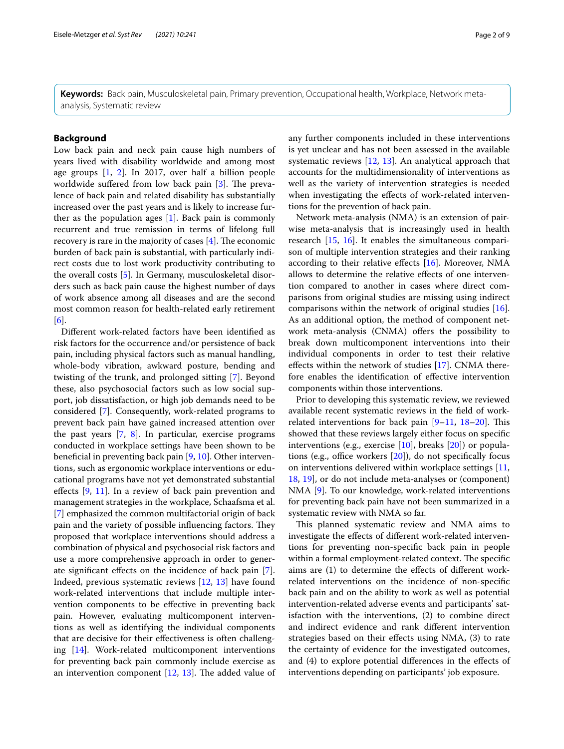**Keywords:** Back pain, Musculoskeletal pain, Primary prevention, Occupational health, Workplace, Network meta-analysis, Systematic review

## Background

Low back pain and neck pain cause high numbers of years lived with disability worldwide and among most age groups [1, 2]. In 2017, over half a billion people worldwide suffered from low back pain [3]. The prevalence of back pain and related disability has substantially increased over the past years and is likely to increase further as the population ages [1]. Back pain is commonly recurrent and true remission in terms of lifelong full recovery is rare in the majority of cases [4]. The economic burden of back pain is substantial, with particularly indirect costs due to lost work productivity contributing to the overall costs [5]. In Germany, musculoskeletal disorders such as back pain cause the highest number of days of work absence among all diseases and are the second most common reason for health-related early retirement [6].

Different work-related factors have been identified as risk factors for the occurrence and/or persistence of back pain, including physical factors such as manual handling, whole-body vibration, awkward posture, bending and twisting of the trunk, and prolonged sitting [7]. Beyond these, also psychosocial factors such as low social support, job dissatisfaction, or high job demands need to be considered [7]. Consequently, work-related programs to prevent back pain have gained increased attention over the past years [7, 8]. In particular, exercise programs conducted in workplace settings have been shown to be beneficial in preventing back pain [9, 10]. Other interventions, such as ergonomic workplace interventions or educational programs have not yet demonstrated substantial effects [9, 11]. In a review of back pain prevention and management strategies in the workplace, Schaafsma et al. [7] emphasized the common multifactorial origin of back pain and the variety of possible influencing factors. They proposed that workplace interventions should address a combination of physical and psychosocial risk factors and use a more comprehensive approach in order to generate significant effects on the incidence of back pain [7]. Indeed, previous systematic reviews [12, 13] have found work-related interventions that include multiple intervention components to be effective in preventing back pain. However, evaluating multicomponent interventions as well as identifying the individual components that are decisive for their effectiveness is often challenging [14]. Work-related multicomponent interventions for preventing back pain commonly include exercise as an intervention component [12, 13]. The added value of any further components included in these interventions is yet unclear and has not been assessed in the available systematic reviews [12, 13]. An analytical approach that accounts for the multidimensionality of interventions as well as the variety of intervention strategies is needed when investigating the effects of work-related interventions for the prevention of back pain.

Network meta-analysis (NMA) is an extension of pairwise meta-analysis that is increasingly used in health research [15, 16]. It enables the simultaneous comparison of multiple intervention strategies and their ranking according to their relative effects [16]. Moreover, NMA allows to determine the relative effects of one intervention compared to another in cases where direct comparisons from original studies are missing using indirect comparisons within the network of original studies [16]. As an additional option, the method of component network meta-analysis (CNMA) offers the possibility to break down multicomponent interventions into their individual components in order to test their relative effects within the network of studies [17]. CNMA therefore enables the identification of effective intervention components within those interventions.

Prior to developing this systematic review, we reviewed available recent systematic reviews in the field of work-related interventions for back pain [9–11, 18–20]. This showed that these reviews largely either focus on specific interventions (e.g., exercise [10], breaks [20]) or populations (e.g., office workers [20]), do not specifically focus on interventions delivered within workplace settings [11, 18, 19], or do not include meta-analyses or (component) NMA [9]. To our knowledge, work-related interventions for preventing back pain have not been summarized in a systematic review with NMA so far.

This planned systematic review and NMA aims to investigate the effects of different work-related interventions for preventing non-specific back pain in people within a formal employment-related context. The specific aims are (1) to determine the effects of different work-related interventions on the incidence of non-specific back pain and on the ability to work as well as potential intervention-related adverse events and participants' satisfaction with the interventions, (2) to combine direct and indirect evidence and rank different intervention strategies based on their effects using NMA, (3) to rate the certainty of evidence for the investigated outcomes, and (4) to explore potential differences in the effects of interventions depending on participants' job exposure.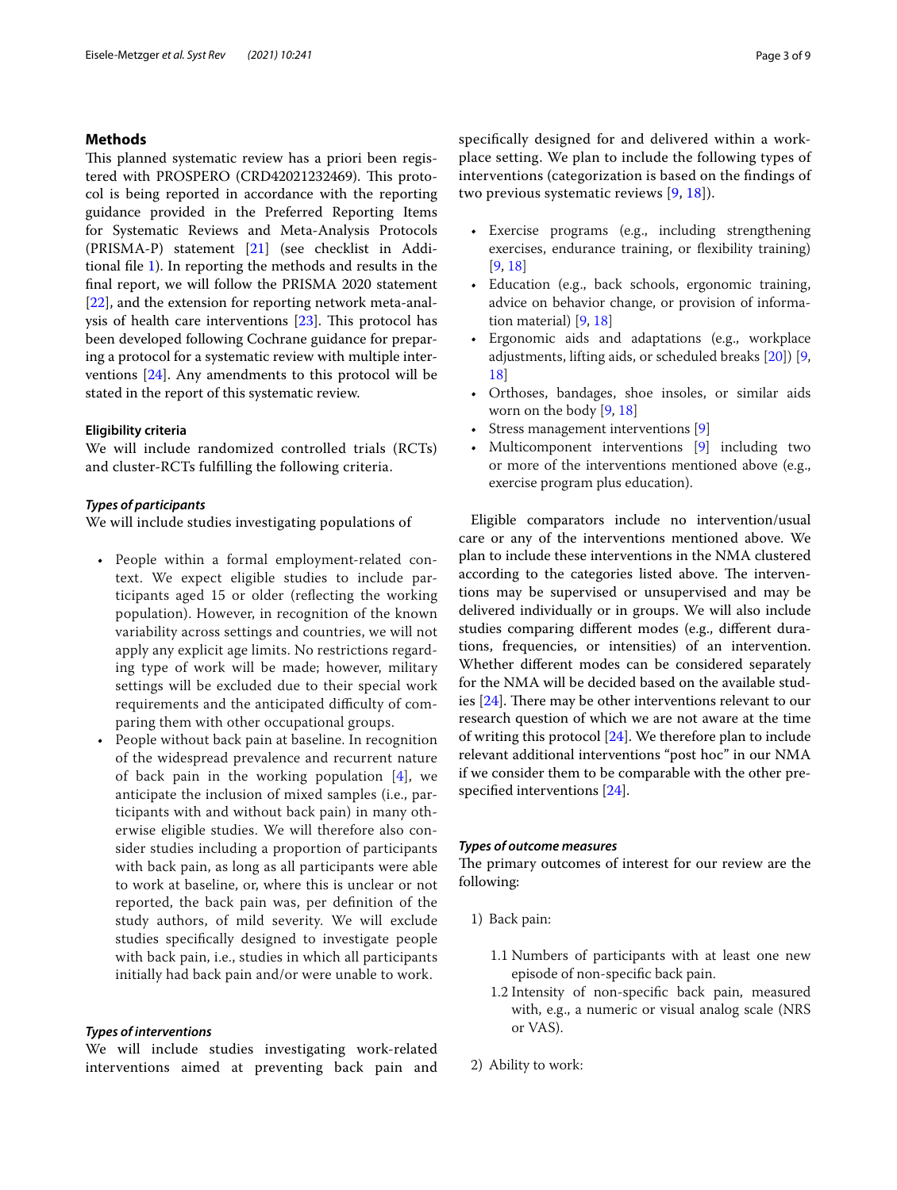## Methods

This planned systematic review has a priori been registered with PROSPERO (CRD42021232469). This protocol is being reported in accordance with the reporting guidance provided in the Preferred Reporting Items for Systematic Reviews and Meta-Analysis Protocols (PRISMA-P) statement [21] (see checklist in Additional file 1). In reporting the methods and results in the final report, we will follow the PRISMA 2020 statement [22], and the extension for reporting network meta-analysis of health care interventions [23]. This protocol has been developed following Cochrane guidance for preparing a protocol for a systematic review with multiple interventions [24]. Any amendments to this protocol will be stated in the report of this systematic review.

### Eligibility criteria

We will include randomized controlled trials (RCTs) and cluster-RCTs fulfilling the following criteria.

#### *Types of participants*

We will include studies investigating populations of

- People within a formal employment-related context. We expect eligible studies to include participants aged 15 or older (reflecting the working population). However, in recognition of the known variability across settings and countries, we will not apply any explicit age limits. No restrictions regarding type of work will be made; however, military settings will be excluded due to their special work requirements and the anticipated difficulty of comparing them with other occupational groups.
- People without back pain at baseline. In recognition of the widespread prevalence and recurrent nature of back pain in the working population [4], we anticipate the inclusion of mixed samples (i.e., participants with and without back pain) in many otherwise eligible studies. We will therefore also consider studies including a proportion of participants with back pain, as long as all participants were able to work at baseline, or, where this is unclear or not reported, the back pain was, per definition of the study authors, of mild severity. We will exclude studies specifically designed to investigate people with back pain, i.e., studies in which all participants initially had back pain and/or were unable to work.

#### *Types of interventions*

We will include studies investigating work-related interventions aimed at preventing back pain and specifically designed for and delivered within a workplace setting. We plan to include the following types of interventions (categorization is based on the findings of two previous systematic reviews [9, 18]).

- Exercise programs (e.g., including strengthening exercises, endurance training, or flexibility training) [9, 18]
- Education (e.g., back schools, ergonomic training, advice on behavior change, or provision of information material) [9, 18]
- Ergonomic aids and adaptations (e.g., workplace adjustments, lifting aids, or scheduled breaks [20]) [9, 18]
- Orthoses, bandages, shoe insoles, or similar aids worn on the body [9, 18]
- Stress management interventions [9]
- Multicomponent interventions [9] including two or more of the interventions mentioned above (e.g., exercise program plus education).

Eligible comparators include no intervention/usual care or any of the interventions mentioned above. We plan to include these interventions in the NMA clustered according to the categories listed above. The interventions may be supervised or unsupervised and may be delivered individually or in groups. We will also include studies comparing different modes (e.g., different durations, frequencies, or intensities) of an intervention. Whether different modes can be considered separately for the NMA will be decided based on the available studies [24]. There may be other interventions relevant to our research question of which we are not aware at the time of writing this protocol [24]. We therefore plan to include relevant additional interventions "post hoc" in our NMA if we consider them to be comparable with the other prespecified interventions [24].

#### *Types of outcome measures*

The primary outcomes of interest for our review are the following:

1) Back pain:

   1.1 Numbers of participants with at least one new episode of non-specific back pain.

   1.2 Intensity of non-specific back pain, measured with, e.g., a numeric or visual analog scale (NRS or VAS).

2) Ability to work: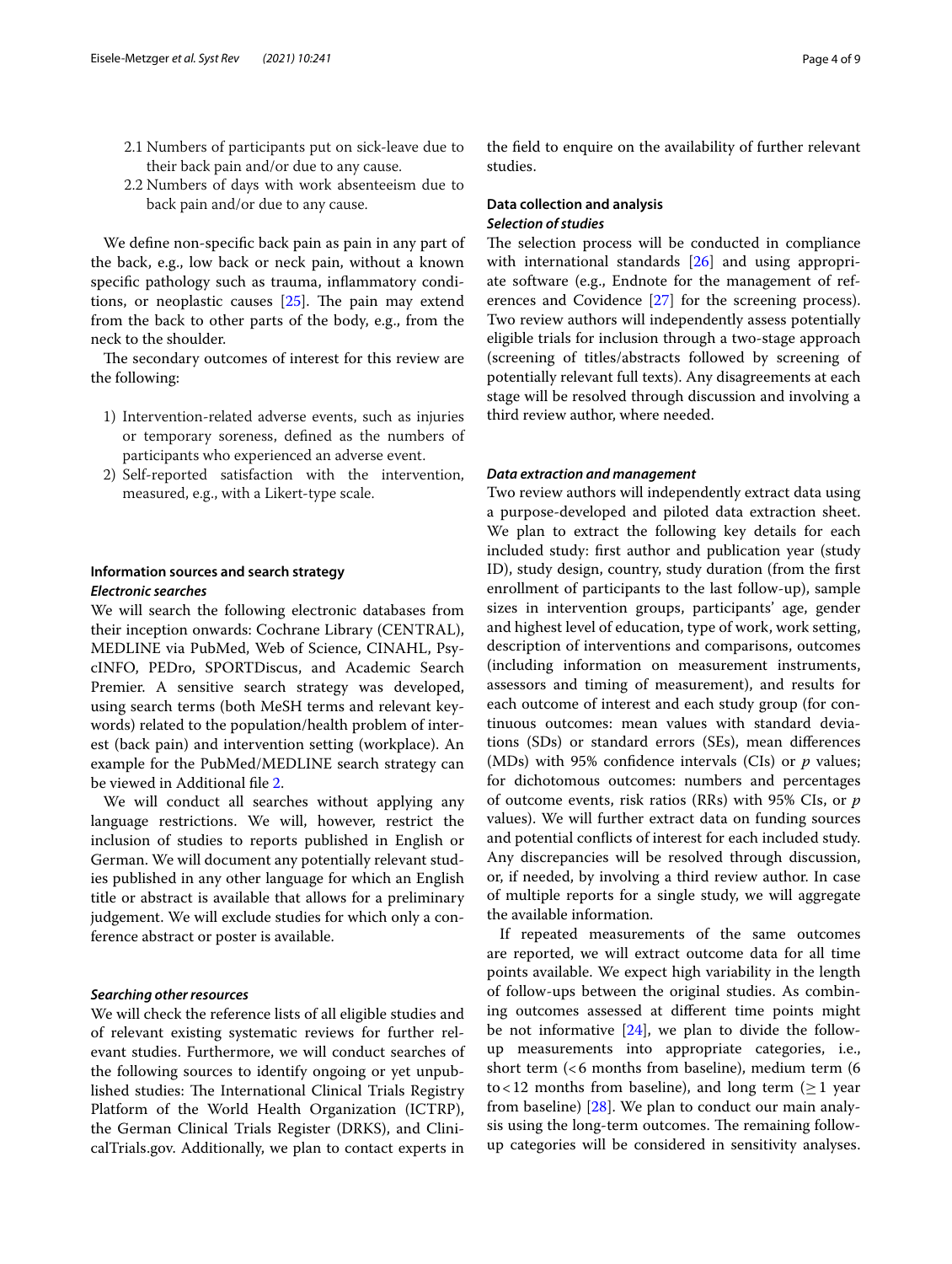2.1 Numbers of participants put on sick-leave due to their back pain and/or due to any cause.
2.2 Numbers of days with work absenteeism due to back pain and/or due to any cause.

We define non-specific back pain as pain in any part of the back, e.g., low back or neck pain, without a known specific pathology such as trauma, inflammatory conditions, or neoplastic causes [25]. The pain may extend from the back to other parts of the body, e.g., from the neck to the shoulder.

The secondary outcomes of interest for this review are the following:

1) Intervention-related adverse events, such as injuries or temporary soreness, defined as the numbers of participants who experienced an adverse event.
2) Self-reported satisfaction with the intervention, measured, e.g., with a Likert-type scale.

### Information sources and search strategy

#### *Electronic searches*

We will search the following electronic databases from their inception onwards: Cochrane Library (CENTRAL), MEDLINE via PubMed, Web of Science, CINAHL, PsycINFO, PEDro, SPORTDiscus, and Academic Search Premier. A sensitive search strategy was developed, using search terms (both MeSH terms and relevant keywords) related to the population/health problem of interest (back pain) and intervention setting (workplace). An example for the PubMed/MEDLINE search strategy can be viewed in Additional file 2.

We will conduct all searches without applying any language restrictions. We will, however, restrict the inclusion of studies to reports published in English or German. We will document any potentially relevant studies published in any other language for which an English title or abstract is available that allows for a preliminary judgement. We will exclude studies for which only a conference abstract or poster is available.

#### *Searching other resources*

We will check the reference lists of all eligible studies and of relevant existing systematic reviews for further relevant studies. Furthermore, we will conduct searches of the following sources to identify ongoing or yet unpublished studies: The International Clinical Trials Registry Platform of the World Health Organization (ICTRP), the German Clinical Trials Register (DRKS), and ClinicalTrials.gov. Additionally, we plan to contact experts in the field to enquire on the availability of further relevant studies.

### Data collection and analysis

#### *Selection of studies*

The selection process will be conducted in compliance with international standards [26] and using appropriate software (e.g., Endnote for the management of references and Covidence [27] for the screening process). Two review authors will independently assess potentially eligible trials for inclusion through a two-stage approach (screening of titles/abstracts followed by screening of potentially relevant full texts). Any disagreements at each stage will be resolved through discussion and involving a third review author, where needed.

#### *Data extraction and management*

Two review authors will independently extract data using a purpose-developed and piloted data extraction sheet. We plan to extract the following key details for each included study: first author and publication year (study ID), study design, country, study duration (from the first enrollment of participants to the last follow-up), sample sizes in intervention groups, participants' age, gender and highest level of education, type of work, work setting, description of interventions and comparisons, outcomes (including information on measurement instruments, assessors and timing of measurement), and results for each outcome of interest and each study group (for continuous outcomes: mean values with standard deviations (SDs) or standard errors (SEs), mean differences (MDs) with 95% confidence intervals (CIs) or *p* values; for dichotomous outcomes: numbers and percentages of outcome events, risk ratios (RRs) with 95% CIs, or *p* values). We will further extract data on funding sources and potential conflicts of interest for each included study. Any discrepancies will be resolved through discussion, or, if needed, by involving a third review author. In case of multiple reports for a single study, we will aggregate the available information.

If repeated measurements of the same outcomes are reported, we will extract outcome data for all time points available. We expect high variability in the length of follow-ups between the original studies. As combining outcomes assessed at different time points might be not informative [24], we plan to divide the follow-up measurements into appropriate categories, i.e., short term ($<6$ months from baseline), medium term (6 to $<12$ months from baseline), and long term ($\geq 1$ year from baseline) [28]. We plan to conduct our main analysis using the long-term outcomes. The remaining follow-up categories will be considered in sensitivity analyses.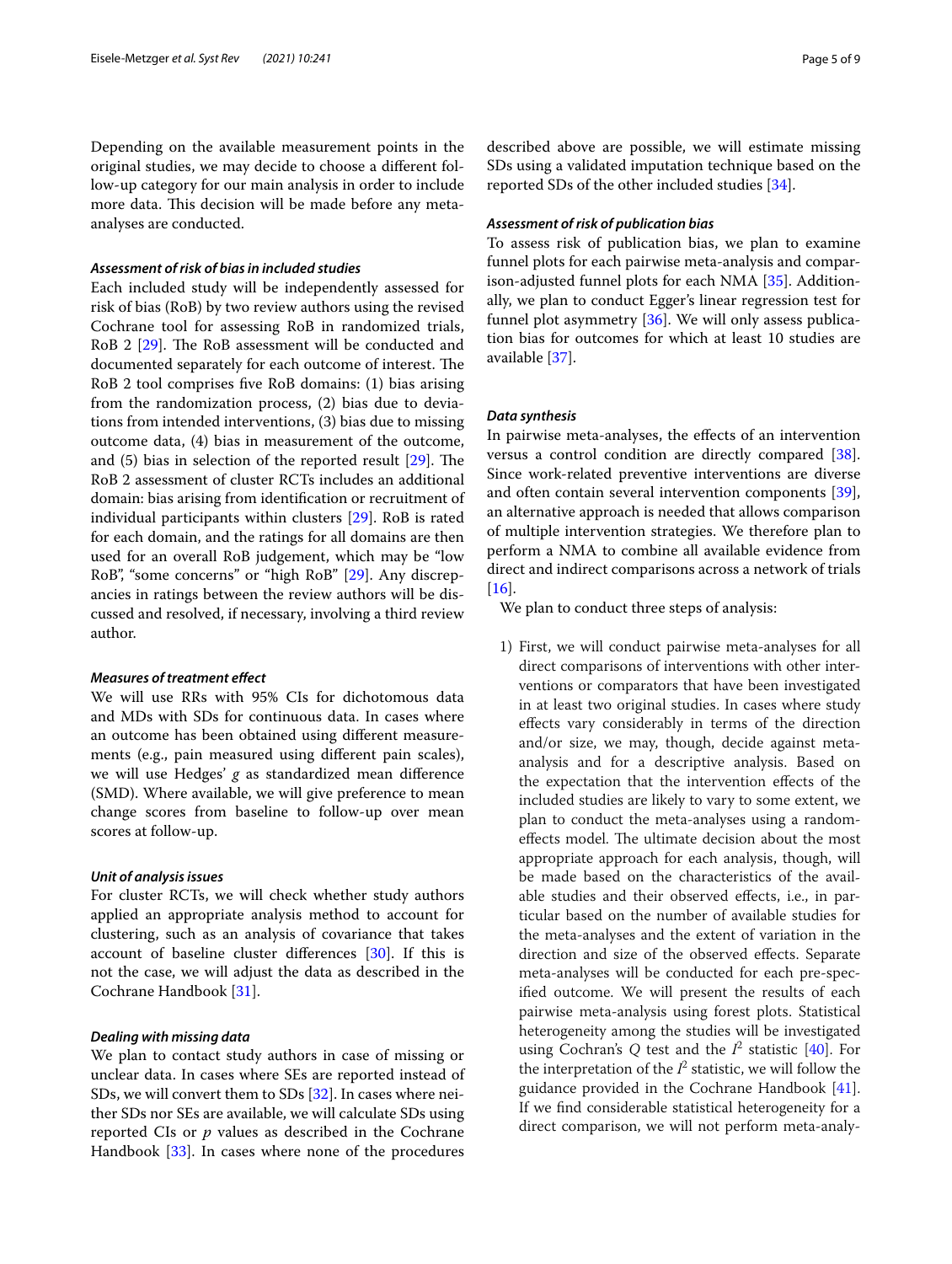Depending on the available measurement points in the original studies, we may decide to choose a different follow-up category for our main analysis in order to include more data. This decision will be made before any meta-analyses are conducted.

#### *Assessment of risk of bias in included studies*

Each included study will be independently assessed for risk of bias (RoB) by two review authors using the revised Cochrane tool for assessing RoB in randomized trials, RoB 2 [29]. The RoB assessment will be conducted and documented separately for each outcome of interest. The RoB 2 tool comprises five RoB domains: (1) bias arising from the randomization process, (2) bias due to deviations from intended interventions, (3) bias due to missing outcome data, (4) bias in measurement of the outcome, and (5) bias in selection of the reported result [29]. The RoB 2 assessment of cluster RCTs includes an additional domain: bias arising from identification or recruitment of individual participants within clusters [29]. RoB is rated for each domain, and the ratings for all domains are then used for an overall RoB judgement, which may be "low RoB", "some concerns" or "high RoB" [29]. Any discrepancies in ratings between the review authors will be discussed and resolved, if necessary, involving a third review author.

#### *Measures of treatment effect*

We will use RRs with 95% CIs for dichotomous data and MDs with SDs for continuous data. In cases where an outcome has been obtained using different measurements (e.g., pain measured using different pain scales), we will use Hedges' *g* as standardized mean difference (SMD). Where available, we will give preference to mean change scores from baseline to follow-up over mean scores at follow-up.

#### *Unit of analysis issues*

For cluster RCTs, we will check whether study authors applied an appropriate analysis method to account for clustering, such as an analysis of covariance that takes account of baseline cluster differences [30]. If this is not the case, we will adjust the data as described in the Cochrane Handbook [31].

#### *Dealing with missing data*

We plan to contact study authors in case of missing or unclear data. In cases where SEs are reported instead of SDs, we will convert them to SDs [32]. In cases where neither SDs nor SEs are available, we will calculate SDs using reported CIs or $p$ values as described in the Cochrane Handbook [33]. In cases where none of the procedures described above are possible, we will estimate missing SDs using a validated imputation technique based on the reported SDs of the other included studies [34].

#### *Assessment of risk of publication bias*

To assess risk of publication bias, we plan to examine funnel plots for each pairwise meta-analysis and comparison-adjusted funnel plots for each NMA [35]. Additionally, we plan to conduct Egger's linear regression test for funnel plot asymmetry [36]. We will only assess publication bias for outcomes for which at least 10 studies are available [37].

#### *Data synthesis*

In pairwise meta-analyses, the effects of an intervention versus a control condition are directly compared [38]. Since work-related preventive interventions are diverse and often contain several intervention components [39], an alternative approach is needed that allows comparison of multiple intervention strategies. We therefore plan to perform a NMA to combine all available evidence from direct and indirect comparisons across a network of trials [16].

We plan to conduct three steps of analysis:

1) First, we will conduct pairwise meta-analyses for all direct comparisons of interventions with other interventions or comparators that have been investigated in at least two original studies. In cases where study effects vary considerably in terms of the direction and/or size, we may, though, decide against meta-analysis and for a descriptive analysis. Based on the expectation that the intervention effects of the included studies are likely to vary to some extent, we plan to conduct the meta-analyses using a random-effects model. The ultimate decision about the most appropriate approach for each analysis, though, will be made based on the characteristics of the available studies and their observed effects, i.e., in particular based on the number of available studies for the meta-analyses and the extent of variation in the direction and size of the observed effects. Separate meta-analyses will be conducted for each pre-specified outcome. We will present the results of each pairwise meta-analysis using forest plots. Statistical heterogeneity among the studies will be investigated using Cochran's $Q$ test and the $I^2$ statistic [40]. For the interpretation of the $I^2$ statistic, we will follow the guidance provided in the Cochrane Handbook [41]. If we find considerable statistical heterogeneity for a direct comparison, we will not perform meta-analy-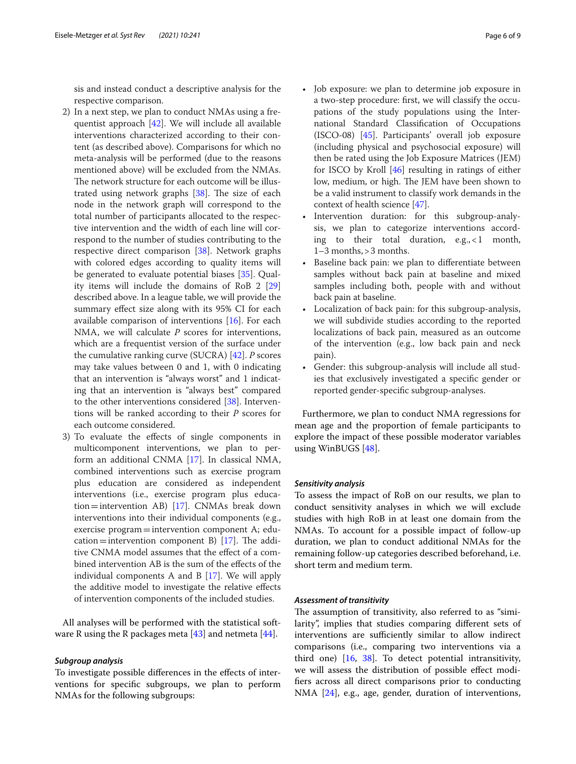sis and instead conduct a descriptive analysis for the respective comparison.

2) In a next step, we plan to conduct NMAs using a frequentist approach [42]. We will include all available interventions characterized according to their content (as described above). Comparisons for which no meta-analysis will be performed (due to the reasons mentioned above) will be excluded from the NMAs. The network structure for each outcome will be illustrated using network graphs [38]. The size of each node in the network graph will correspond to the total number of participants allocated to the respective intervention and the width of each line will correspond to the number of studies contributing to the respective direct comparison [38]. Network graphs with colored edges according to quality items will be generated to evaluate potential biases [35]. Quality items will include the domains of RoB 2 [29] described above. In a league table, we will provide the summary effect size along with its 95% CI for each available comparison of interventions [16]. For each NMA, we will calculate *P* scores for interventions, which are a frequentist version of the surface under the cumulative ranking curve (SUCRA) [42]. *P* scores may take values between 0 and 1, with 0 indicating that an intervention is "always worst" and 1 indicating that an intervention is "always best" compared to the other interventions considered [38]. Interventions will be ranked according to their *P* scores for each outcome considered.

3) To evaluate the effects of single components in multicomponent interventions, we plan to perform an additional CNMA [17]. In classical NMA, combined interventions such as exercise program plus education are considered as independent interventions (i.e., exercise program plus education = intervention AB) [17]. CNMAs break down interventions into their individual components (e.g., exercise program = intervention component A; education = intervention component B) [17]. The additive CNMA model assumes that the effect of a combined intervention AB is the sum of the effects of the individual components A and B [17]. We will apply the additive model to investigate the relative effects of intervention components of the included studies.

All analyses will be performed with the statistical software R using the R packages meta [43] and netmeta [44].

### *Subgroup analysis*

To investigate possible differences in the effects of interventions for specific subgroups, we plan to perform NMAs for the following subgroups:

- Job exposure: we plan to determine job exposure in a two-step procedure: first, we will classify the occupations of the study populations using the International Standard Classification of Occupations (ISCO-08) [45]. Participants' overall job exposure (including physical and psychosocial exposure) will then be rated using the Job Exposure Matrices (JEM) for ISCO by Kroll [46] resulting in ratings of either low, medium, or high. The JEM have been shown to be a valid instrument to classify work demands in the context of health science [47].
- Intervention duration: for this subgroup-analysis, we plan to categorize interventions according to their total duration, e.g., < 1 month, 1–3 months, > 3 months.
- Baseline back pain: we plan to differentiate between samples without back pain at baseline and mixed samples including both, people with and without back pain at baseline.
- Localization of back pain: for this subgroup-analysis, we will subdivide studies according to the reported localizations of back pain, measured as an outcome of the intervention (e.g., low back pain and neck pain).
- Gender: this subgroup-analysis will include all studies that exclusively investigated a specific gender or reported gender-specific subgroup-analyses.

Furthermore, we plan to conduct NMA regressions for mean age and the proportion of female participants to explore the impact of these possible moderator variables using WinBUGS [48].

### *Sensitivity analysis*

To assess the impact of RoB on our results, we plan to conduct sensitivity analyses in which we will exclude studies with high RoB in at least one domain from the NMAs. To account for a possible impact of follow-up duration, we plan to conduct additional NMAs for the remaining follow-up categories described beforehand, i.e. short term and medium term.

### *Assessment of transitivity*

The assumption of transitivity, also referred to as "similarity", implies that studies comparing different sets of interventions are sufficiently similar to allow indirect comparisons (i.e., comparing two interventions via a third one) [16, 38]. To detect potential intransitivity, we will assess the distribution of possible effect modifiers across all direct comparisons prior to conducting NMA [24], e.g., age, gender, duration of interventions,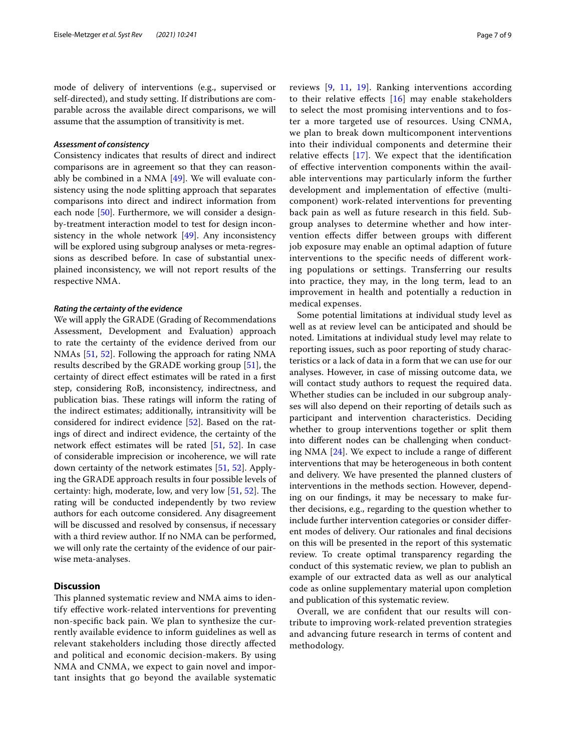mode of delivery of interventions (e.g., supervised or self-directed), and study setting. If distributions are comparable across the available direct comparisons, we will assume that the assumption of transitivity is met.

#### *Assessment of consistency*

Consistency indicates that results of direct and indirect comparisons are in agreement so that they can reasonably be combined in a NMA [49]. We will evaluate consistency using the node splitting approach that separates comparisons into direct and indirect information from each node [50]. Furthermore, we will consider a design-by-treatment interaction model to test for design inconsistency in the whole network [49]. Any inconsistency will be explored using subgroup analyses or meta-regressions as described before. In case of substantial unexplained inconsistency, we will not report results of the respective NMA.

#### *Rating the certainty of the evidence*

We will apply the GRADE (Grading of Recommendations Assessment, Development and Evaluation) approach to rate the certainty of the evidence derived from our NMAs [51, 52]. Following the approach for rating NMA results described by the GRADE working group [51], the certainty of direct effect estimates will be rated in a first step, considering RoB, inconsistency, indirectness, and publication bias. These ratings will inform the rating of the indirect estimates; additionally, intransitivity will be considered for indirect evidence [52]. Based on the ratings of direct and indirect evidence, the certainty of the network effect estimates will be rated [51, 52]. In case of considerable imprecision or incoherence, we will rate down certainty of the network estimates [51, 52]. Applying the GRADE approach results in four possible levels of certainty: high, moderate, low, and very low [51, 52]. The rating will be conducted independently by two review authors for each outcome considered. Any disagreement will be discussed and resolved by consensus, if necessary with a third review author. If no NMA can be performed, we will only rate the certainty of the evidence of our pairwise meta-analyses.

## Discussion

This planned systematic review and NMA aims to identify effective work-related interventions for preventing non-specific back pain. We plan to synthesize the currently available evidence to inform guidelines as well as relevant stakeholders including those directly affected and political and economic decision-makers. By using NMA and CNMA, we expect to gain novel and important insights that go beyond the available systematic reviews [9, 11, 19]. Ranking interventions according to their relative effects [16] may enable stakeholders to select the most promising interventions and to foster a more targeted use of resources. Using CNMA, we plan to break down multicomponent interventions into their individual components and determine their relative effects [17]. We expect that the identification of effective intervention components within the available interventions may particularly inform the further development and implementation of effective (multicomponent) work-related interventions for preventing back pain as well as future research in this field. Subgroup analyses to determine whether and how intervention effects differ between groups with different job exposure may enable an optimal adaption of future interventions to the specific needs of different working populations or settings. Transferring our results into practice, they may, in the long term, lead to an improvement in health and potentially a reduction in medical expenses.

Some potential limitations at individual study level as well as at review level can be anticipated and should be noted. Limitations at individual study level may relate to reporting issues, such as poor reporting of study characteristics or a lack of data in a form that we can use for our analyses. However, in case of missing outcome data, we will contact study authors to request the required data. Whether studies can be included in our subgroup analyses will also depend on their reporting of details such as participant and intervention characteristics. Deciding whether to group interventions together or split them into different nodes can be challenging when conducting NMA [24]. We expect to include a range of different interventions that may be heterogeneous in both content and delivery. We have presented the planned clusters of interventions in the methods section. However, depending on our findings, it may be necessary to make further decisions, e.g., regarding to the question whether to include further intervention categories or consider different modes of delivery. Our rationales and final decisions on this will be presented in the report of this systematic review. To create optimal transparency regarding the conduct of this systematic review, we plan to publish an example of our extracted data as well as our analytical code as online supplementary material upon completion and publication of this systematic review.

Overall, we are confident that our results will contribute to improving work-related prevention strategies and advancing future research in terms of content and methodology.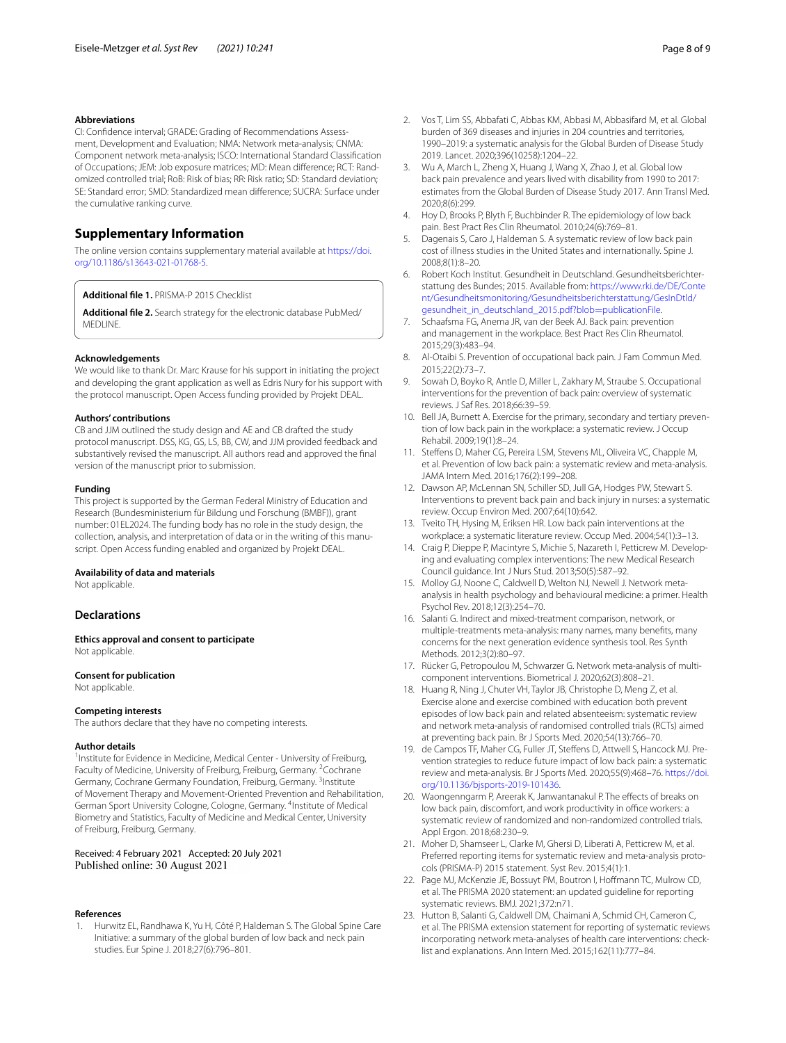### Abbreviations

CI: Confidence interval; GRADE: Grading of Recommendations Assessment, Development and Evaluation; NMA: Network meta-analysis; CNMA: Component network meta-analysis; ISCO: International Standard Classification of Occupations; JEM: Job exposure matrices; MD: Mean difference; RCT: Randomized controlled trial; RoB: Risk of bias; RR: Risk ratio; SD: Standard deviation; SE: Standard error; SMD: Standardized mean difference; SUCRA: Surface under the cumulative ranking curve.

## Supplementary Information

The online version contains supplementary material available at https://doi.org/10.1186/s13643-021-01768-5.

**Additional file 1.** PRISMA-P 2015 Checklist

**Additional file 2.** Search strategy for the electronic database PubMed/MEDLINE.

### Acknowledgements

We would like to thank Dr. Marc Krause for his support in initiating the project and developing the grant application as well as Edris Nury for his support with the protocol manuscript. Open Access funding provided by Projekt DEAL.

### Authors' contributions

CB and JJM outlined the study design and AE and CB drafted the study protocol manuscript. DSS, KG, GS, LS, BB, CW, and JJM provided feedback and substantively revised the manuscript. All authors read and approved the final version of the manuscript prior to submission.

### Funding

This project is supported by the German Federal Ministry of Education and Research (Bundesministerium für Bildung und Forschung (BMBF)), grant number: 01EL2024. The funding body has no role in the study design, the collection, analysis, and interpretation of data or in the writing of this manuscript. Open Access funding enabled and organized by Projekt DEAL.

### Availability of data and materials

Not applicable.

## Declarations

### Ethics approval and consent to participate

Not applicable.

### Consent for publication

Not applicable.

### Competing interests

The authors declare that they have no competing interests.

### Author details

[1]Institute for Evidence in Medicine, Medical Center - University of Freiburg, Faculty of Medicine, University of Freiburg, Freiburg, Germany. [2]Cochrane Germany, Cochrane Germany Foundation, Freiburg, Germany. [3]Institute of Movement Therapy and Movement-Oriented Prevention and Rehabilitation, German Sport University Cologne, Cologne, Germany. [4]Institute of Medical Biometry and Statistics, Faculty of Medicine and Medical Center, University of Freiburg, Freiburg, Germany.

Received: 4 February 2021 Accepted: 20 July 2021
Published online: 30 August 2021

### References

1. Hurwitz EL, Randhawa K, Yu H, Côté P, Haldeman S. The Global Spine Care Initiative: a summary of the global burden of low back and neck pain studies. Eur Spine J. 2018;27(6):796–801.
2. Vos T, Lim SS, Abbafati C, Abbas KM, Abbasi M, Abbasifard M, et al. Global burden of 369 diseases and injuries in 204 countries and territories, 1990–2019: a systematic analysis for the Global Burden of Disease Study 2019. Lancet. 2020;396(10258):1204–22.
3. Wu A, March L, Zheng X, Huang J, Wang X, Zhao J, et al. Global low back pain prevalence and years lived with disability from 1990 to 2017: estimates from the Global Burden of Disease Study 2017. Ann Transl Med. 2020;8(6):299.
4. Hoy D, Brooks P, Blyth F, Buchbinder R. The epidemiology of low back pain. Best Pract Res Clin Rheumatol. 2010;24(6):769–81.
5. Dagenais S, Caro J, Haldeman S. A systematic review of low back pain cost of illness studies in the United States and internationally. Spine J. 2008;8(1):8–20.
6. Robert Koch Institut. Gesundheit in Deutschland. Gesundheitsberichterstattung des Bundes; 2015. Available from: https://www.rki.de/DE/Content/Gesundheitsmonitoring/Gesundheitsberichterstattung/GesInDtld/gesundheit_in_deutschland_2015.pdf?blob=publicationFile.
7. Schaafsma FG, Anema JR, van der Beek AJ. Back pain: prevention and management in the workplace. Best Pract Res Clin Rheumatol. 2015;29(3):483–94.
8. Al-Otaibi S. Prevention of occupational back pain. J Fam Commun Med. 2015;22(2):73–7.
9. Sowah D, Boyko R, Antle D, Miller L, Zakhary M, Straube S. Occupational interventions for the prevention of back pain: overview of systematic reviews. J Saf Res. 2018;66:39–59.
10. Bell JA, Burnett A. Exercise for the primary, secondary and tertiary prevention of low back pain in the workplace: a systematic review. J Occup Rehabil. 2009;19(1):8–24.
11. Steffens D, Maher CG, Pereira LSM, Stevens ML, Oliveira VC, Chapple M, et al. Prevention of low back pain: a systematic review and meta-analysis. JAMA Intern Med. 2016;176(2):199–208.
12. Dawson AP, McLennan SN, Schiller SD, Jull GA, Hodges PW, Stewart S. Interventions to prevent back pain and back injury in nurses: a systematic review. Occup Environ Med. 2007;64(10):642.
13. Tveito TH, Hysing M, Eriksen HR. Low back pain interventions at the workplace: a systematic literature review. Occup Med. 2004;54(1):3–13.
14. Craig P, Dieppe P, Macintyre S, Michie S, Nazareth I, Petticrew M. Developing and evaluating complex interventions: The new Medical Research Council guidance. Int J Nurs Stud. 2013;50(5):587–92.
15. Molloy GJ, Noone C, Caldwell D, Welton NJ, Newell J. Network meta-analysis in health psychology and behavioural medicine: a primer. Health Psychol Rev. 2018;12(3):254–70.
16. Salanti G. Indirect and mixed-treatment comparison, network, or multiple-treatments meta-analysis: many names, many benefits, many concerns for the next generation evidence synthesis tool. Res Synth Methods. 2012;3(2):80–97.
17. Rücker G, Petropoulou M, Schwarzer G. Network meta-analysis of multicomponent interventions. Biometrical J. 2020;62(3):808–21.
18. Huang R, Ning J, Chuter VH, Taylor JB, Christophe D, Meng Z, et al. Exercise alone and exercise combined with education both prevent episodes of low back pain and related absenteeism: systematic review and network meta-analysis of randomised controlled trials (RCTs) aimed at preventing back pain. Br J Sports Med. 2020;54(13):766–70.
19. de Campos TF, Maher CG, Fuller JT, Steffens D, Attwell S, Hancock MJ. Prevention strategies to reduce future impact of low back pain: a systematic review and meta-analysis. Br J Sports Med. 2020;55(9):468–76. https://doi.org/10.1136/bjsports-2019-101436.
20. Waongenngarm P, Areerak K, Janwantanakul P. The effects of breaks on low back pain, discomfort, and work productivity in office workers: a systematic review of randomized and non-randomized controlled trials. Appl Ergon. 2018;68:230–9.
21. Moher D, Shamseer L, Clarke M, Ghersi D, Liberati A, Petticrew M, et al. Preferred reporting items for systematic review and meta-analysis protocols (PRISMA-P) 2015 statement. Syst Rev. 2015;4(1):1.
22. Page MJ, McKenzie JE, Bossuyt PM, Boutron I, Hoffmann TC, Mulrow CD, et al. The PRISMA 2020 statement: an updated guideline for reporting systematic reviews. BMJ. 2021;372:n71.
23. Hutton B, Salanti G, Caldwell DM, Chaimani A, Schmid CH, Cameron C, et al. The PRISMA extension statement for reporting of systematic reviews incorporating network meta-analyses of health care interventions: checklist and explanations. Ann Intern Med. 2015;162(11):777–84.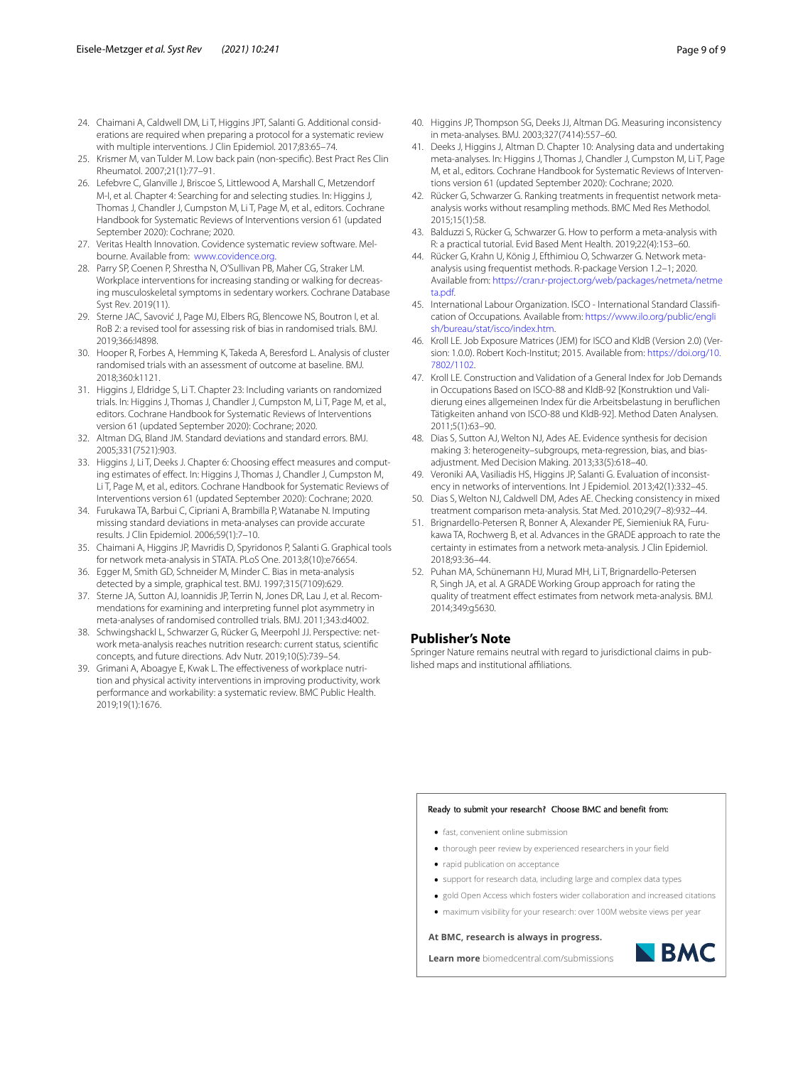24. Chaimani A, Caldwell DM, Li T, Higgins JPT, Salanti G. Additional considerations are required when preparing a protocol for a systematic review with multiple interventions. J Clin Epidemiol. 2017;83:65–74.
25. Krismer M, van Tulder M. Low back pain (non-specific). Best Pract Res Clin Rheumatol. 2007;21(1):77–91.
26. Lefebvre C, Glanville J, Briscoe S, Littlewood A, Marshall C, Metzendorf M-I, et al. Chapter 4: Searching for and selecting studies. In: Higgins J, Thomas J, Chandler J, Cumpston M, Li T, Page M, et al., editors. Cochrane Handbook for Systematic Reviews of Interventions version 61 (updated September 2020): Cochrane; 2020.
27. Veritas Health Innovation. Covidence systematic review software. Melbourne. Available from: www.covidence.org.
28. Parry SP, Coenen P, Shrestha N, O'Sullivan PB, Maher CG, Straker LM. Workplace interventions for increasing standing or walking for decreasing musculoskeletal symptoms in sedentary workers. Cochrane Database Syst Rev. 2019(11).
29. Sterne JAC, Savović J, Page MJ, Elbers RG, Blencowe NS, Boutron I, et al. RoB 2: a revised tool for assessing risk of bias in randomised trials. BMJ. 2019;366:l4898.
30. Hooper R, Forbes A, Hemming K, Takeda A, Beresford L. Analysis of cluster randomised trials with an assessment of outcome at baseline. BMJ. 2018;360:k1121.
31. Higgins J, Eldridge S, Li T. Chapter 23: Including variants on randomized trials. In: Higgins J, Thomas J, Chandler J, Cumpston M, Li T, Page M, et al., editors. Cochrane Handbook for Systematic Reviews of Interventions version 61 (updated September 2020): Cochrane; 2020.
32. Altman DG, Bland JM. Standard deviations and standard errors. BMJ. 2005;331(7521):903.
33. Higgins J, Li T, Deeks J. Chapter 6: Choosing effect measures and computing estimates of effect. In: Higgins J, Thomas J, Chandler J, Cumpston M, Li T, Page M, et al., editors. Cochrane Handbook for Systematic Reviews of Interventions version 61 (updated September 2020): Cochrane; 2020.
34. Furukawa TA, Barbui C, Cipriani A, Brambilla P, Watanabe N. Imputing missing standard deviations in meta-analyses can provide accurate results. J Clin Epidemiol. 2006;59(1):7–10.
35. Chaimani A, Higgins JP, Mavridis D, Spyridonos P, Salanti G. Graphical tools for network meta-analysis in STATA. PLoS One. 2013;8(10):e76654.
36. Egger M, Smith GD, Schneider M, Minder C. Bias in meta-analysis detected by a simple, graphical test. BMJ. 1997;315(7109):629.
37. Sterne JA, Sutton AJ, Ioannidis JP, Terrin N, Jones DR, Lau J, et al. Recommendations for examining and interpreting funnel plot asymmetry in meta-analyses of randomised controlled trials. BMJ. 2011;343:d4002.
38. Schwingshackl L, Schwarzer G, Rücker G, Meerpohl JJ. Perspective: network meta-analysis reaches nutrition research: current status, scientific concepts, and future directions. Adv Nutr. 2019;10(5):739–54.
39. Grimani A, Aboagye E, Kwak L. The effectiveness of workplace nutrition and physical activity interventions in improving productivity, work performance and workability: a systematic review. BMC Public Health. 2019;19(1):1676.
40. Higgins JP, Thompson SG, Deeks JJ, Altman DG. Measuring inconsistency in meta-analyses. BMJ. 2003;327(7414):557–60.
41. Deeks J, Higgins J, Altman D. Chapter 10: Analysing data and undertaking meta-analyses. In: Higgins J, Thomas J, Chandler J, Cumpston M, Li T, Page M, et al., editors. Cochrane Handbook for Systematic Reviews of Interventions version 61 (updated September 2020): Cochrane; 2020.
42. Rücker G, Schwarzer G. Ranking treatments in frequentist network meta-analysis works without resampling methods. BMC Med Res Methodol. 2015;15(1):58.
43. Balduzzi S, Rücker G, Schwarzer G. How to perform a meta-analysis with R: a practical tutorial. Evid Based Ment Health. 2019;22(4):153–60.
44. Rücker G, Krahn U, König J, Efthimiou O, Schwarzer G. Network meta-analysis using frequentist methods. R-package Version 1.2–1; 2020. Available from: https://cran.r-project.org/web/packages/netmeta/netmeta.pdf.
45. International Labour Organization. ISCO - International Standard Classification of Occupations. Available from: https://www.ilo.org/public/english/bureau/stat/isco/index.htm.
46. Kroll LE. Job Exposure Matrices (JEM) for ISCO and KldB (Version 2.0) (Version: 1.0.0). Robert Koch-Institut; 2015. Available from: https://doi.org/10.7802/1102.
47. Kroll LE. Construction and Validation of a General Index for Job Demands in Occupations Based on ISCO-88 and KldB-92 [Konstruktion und Validierung eines allgemeinen Index für die Arbeitsbelastung in beruflichen Tätigkeiten anhand von ISCO-88 und KldB-92]. Method Daten Analysen. 2011;5(1):63–90.
48. Dias S, Sutton AJ, Welton NJ, Ades AE. Evidence synthesis for decision making 3: heterogeneity–subgroups, meta-regression, bias, and bias-adjustment. Med Decision Making. 2013;33(5):618–40.
49. Veroniki AA, Vasiliadis HS, Higgins JP, Salanti G. Evaluation of inconsistency in networks of interventions. Int J Epidemiol. 2013;42(1):332–45.
50. Dias S, Welton NJ, Caldwell DM, Ades AE. Checking consistency in mixed treatment comparison meta-analysis. Stat Med. 2010;29(7–8):932–44.
51. Brignardello-Petersen R, Bonner A, Alexander PE, Siemieniuk RA, Furukawa TA, Rochwerg B, et al. Advances in the GRADE approach to rate the certainty in estimates from a network meta-analysis. J Clin Epidemiol. 2018;93:36–44.
52. Puhan MA, Schünemann HJ, Murad MH, Li T, Brignardello-Petersen R, Singh JA, et al. A GRADE Working Group approach for rating the quality of treatment effect estimates from network meta-analysis. BMJ. 2014;349:g5630.

## Publisher's Note

Springer Nature remains neutral with regard to jurisdictional claims in published maps and institutional affiliations.

Ready to submit your research? Choose BMC and benefit from:

- fast, convenient online submission
- thorough peer review by experienced researchers in your field
- rapid publication on acceptance
- support for research data, including large and complex data types
- gold Open Access which fosters wider collaboration and increased citations
- maximum visibility for your research: over 100M website views per year

**At BMC, research is always in progress.**

**Learn more** biomedcentral.com/submissions

BMC